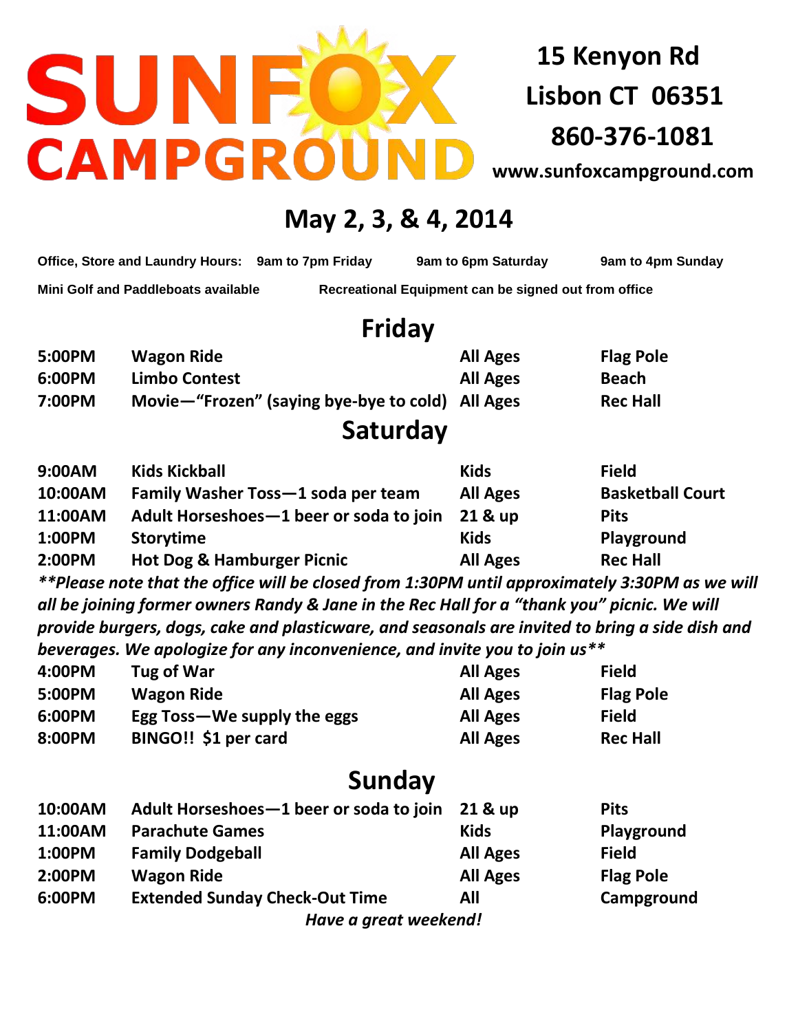# SUNFOX CAMPGROUND

**15 Kenyon Rd**
**Lisbon CT 06351**
**860-376-1081**
**www.sunfoxcampground.com**

## May 2, 3, & 4, 2014

**Office, Store and Laundry Hours:** 9am to 7pm Friday | 9am to 6pm Saturday | 9am to 4pm Sunday

**Mini Golf and Paddleboats available** | **Recreational Equipment can be signed out from office**

## Friday

| | | | |
|---|---|---|---|
| 5:00PM | Wagon Ride | All Ages | Flag Pole |
| 6:00PM | Limbo Contest | All Ages | Beach |
| 7:00PM | Movie—"Frozen" (saying bye-bye to cold) | All Ages | Rec Hall |

## Saturday

| | | | |
|---|---|---|---|
| 9:00AM | Kids Kickball | Kids | Field |
| 10:00AM | Family Washer Toss—1 soda per team | All Ages | Basketball Court |
| 11:00AM | Adult Horseshoes—1 beer or soda to join | 21 & up | Pits |
| 1:00PM | Storytime | Kids | Playground |
| 2:00PM | Hot Dog & Hamburger Picnic | All Ages | Rec Hall |

***Please note that the office will be closed from 1:30PM until approximately 3:30PM as we will all be joining former owners Randy & Jane in the Rec Hall for a "thank you" picnic. We will provide burgers, dogs, cake and plasticware, and seasonals are invited to bring a side dish and beverages. We apologize for any inconvenience, and invite you to join us***

| | | | |
|---|---|---|---|
| 4:00PM | Tug of War | All Ages | Field |
| 5:00PM | Wagon Ride | All Ages | Flag Pole |
| 6:00PM | Egg Toss—We supply the eggs | All Ages | Field |
| 8:00PM | BINGO!! $1 per card | All Ages | Rec Hall |

## Sunday

| | | | |
|---|---|---|---|
| 10:00AM | Adult Horseshoes—1 beer or soda to join | 21 & up | Pits |
| 11:00AM | Parachute Games | Kids | Playground |
| 1:00PM | Family Dodgeball | All Ages | Field |
| 2:00PM | Wagon Ride | All Ages | Flag Pole |
| 6:00PM | Extended Sunday Check-Out Time | All | Campground |

***Have a great weekend!***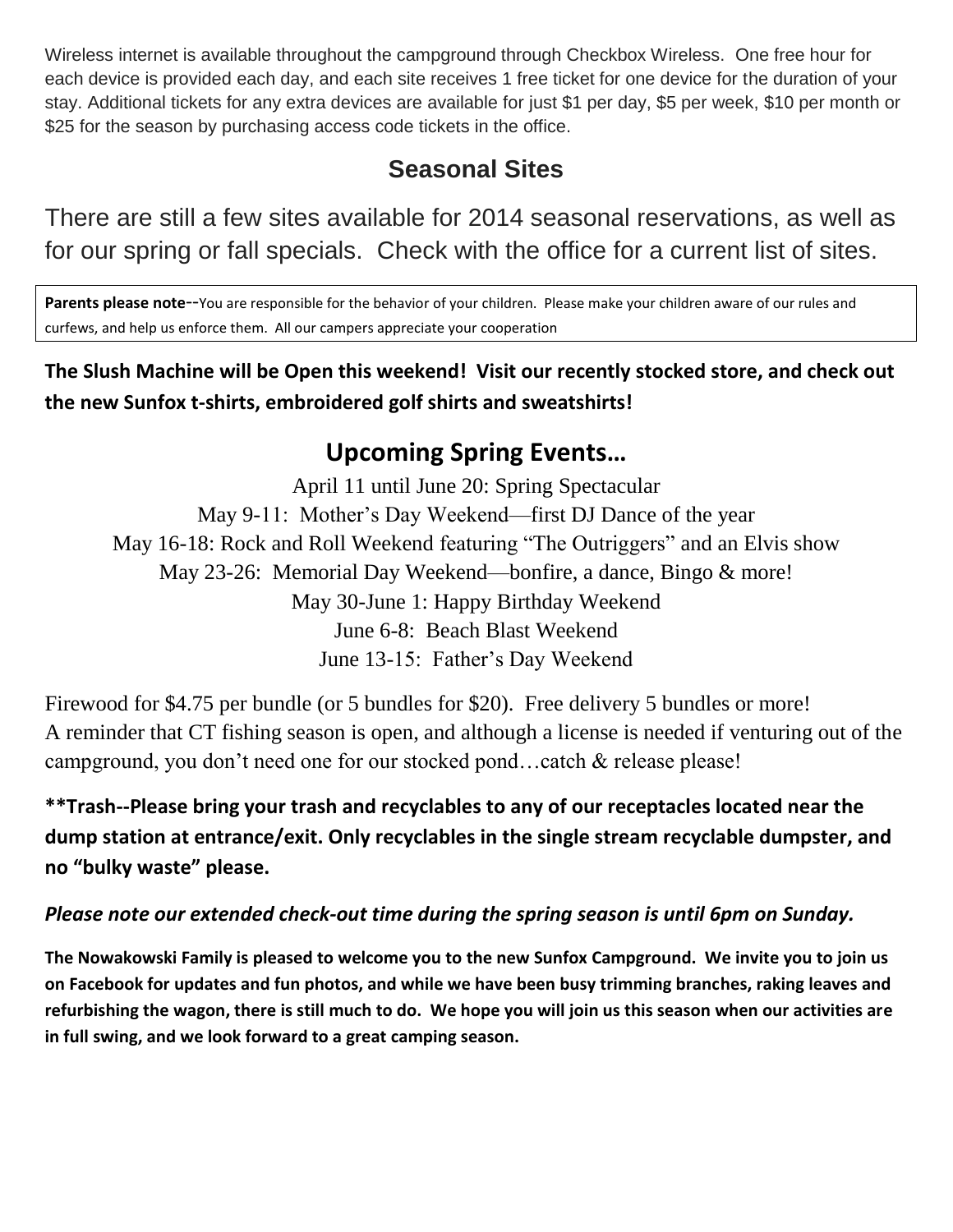Wireless internet is available throughout the campground through Checkbox Wireless. One free hour for each device is provided each day, and each site receives 1 free ticket for one device for the duration of your stay. Additional tickets for any extra devices are available for just $1 per day, $5 per week, $10 per month or $25 for the season by purchasing access code tickets in the office.

## Seasonal Sites

There are still a few sites available for 2014 seasonal reservations, as well as for our spring or fall specials. Check with the office for a current list of sites.

**Parents please note**--You are responsible for the behavior of your children. Please make your children aware of our rules and curfews, and help us enforce them. All our campers appreciate your cooperation

**The Slush Machine will be Open this weekend! Visit our recently stocked store, and check out the new Sunfox t-shirts, embroidered golf shirts and sweatshirts!**

## Upcoming Spring Events…

April 11 until June 20: Spring Spectacular
May 9-11: Mother's Day Weekend—first DJ Dance of the year
May 16-18: Rock and Roll Weekend featuring "The Outriggers" and an Elvis show
May 23-26: Memorial Day Weekend—bonfire, a dance, Bingo & more!
May 30-June 1: Happy Birthday Weekend
June 6-8: Beach Blast Weekend
June 13-15: Father's Day Weekend

Firewood for $4.75 per bundle (or 5 bundles for $20). Free delivery 5 bundles or more!
A reminder that CT fishing season is open, and although a license is needed if venturing out of the campground, you don't need one for our stocked pond…catch & release please!

**\*\*Trash--Please bring your trash and recyclables to any of our receptacles located near the dump station at entrance/exit. Only recyclables in the single stream recyclable dumpster, and no "bulky waste" please.**

***Please note our extended check-out time during the spring season is until 6pm on Sunday.***

**The Nowakowski Family is pleased to welcome you to the new Sunfox Campground. We invite you to join us on Facebook for updates and fun photos, and while we have been busy trimming branches, raking leaves and refurbishing the wagon, there is still much to do. We hope you will join us this season when our activities are in full swing, and we look forward to a great camping season.**